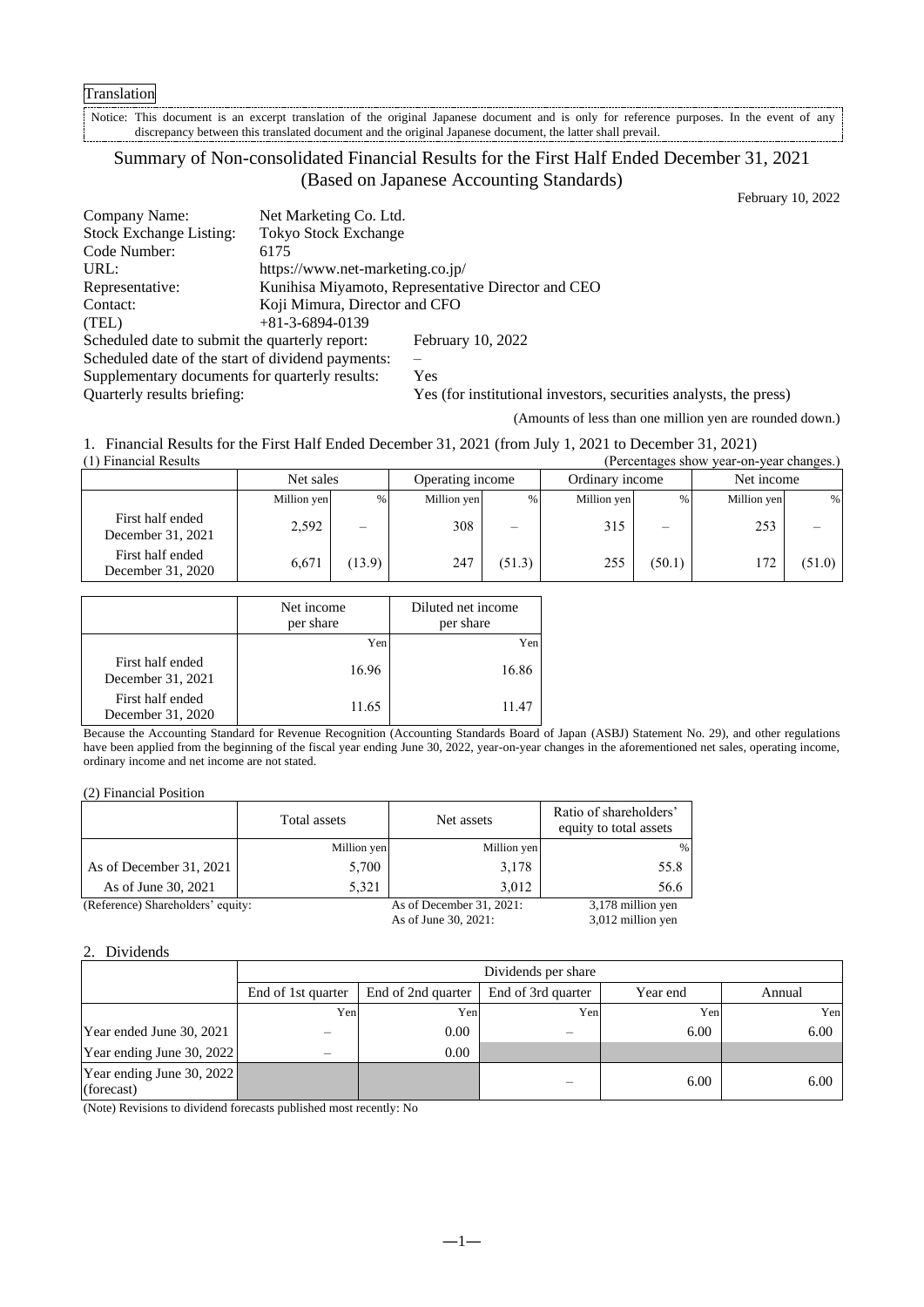Translation

Notice: This document is an excerpt translation of the original Japanese document and is only for reference purposes. In the event of any discrepancy between this translated document and the original Japanese document, the latter shall prevail.

# Summary of Non-consolidated Financial Results for the First Half Ended December 31, 2021 (Based on Japanese Accounting Standards)

February 10, 2022

Company Name: Net Marketing Co. Ltd.
Stock Exchange Listing: Tokyo Stock Exchange
Code Number: 6175
URL: https://www.net-marketing.co.jp/
Representative: Kunihisa Miyamoto, Representative Director and CEO
Contact: Koji Mimura, Director and CFO
(TEL) +81-3-6894-0139
Scheduled date to submit the quarterly report: February 10, 2022
Scheduled date of the start of dividend payments: –
Supplementary documents for quarterly results: Yes
Quarterly results briefing: Yes (for institutional investors, securities analysts, the press)

(Amounts of less than one million yen are rounded down.)

## 1. Financial Results for the First Half Ended December 31, 2021 (from July 1, 2021 to December 31, 2021)

(1) Financial Results (Percentages show year-on-year changes.)

| | Net sales | | Operating income | | Ordinary income | | Net income | |
|---|---|---|---|---|---|---|---|---|
| | Million yen | % | Million yen | % | Million yen | % | Million yen | % |
| First half ended December 31, 2021 | 2,592 | – | 308 | – | 315 | – | 253 | – |
| First half ended December 31, 2020 | 6,671 | (13.9) | 247 | (51.3) | 255 | (50.1) | 172 | (51.0) |

| | Net income per share | Diluted net income per share |
|---|---|---|
| | Yen | Yen |
| First half ended December 31, 2021 | 16.96 | 16.86 |
| First half ended December 31, 2020 | 11.65 | 11.47 |

Because the Accounting Standard for Revenue Recognition (Accounting Standards Board of Japan (ASBJ) Statement No. 29), and other regulations have been applied from the beginning of the fiscal year ending June 30, 2022, year-on-year changes in the aforementioned net sales, operating income, ordinary income and net income are not stated.

(2) Financial Position

| | Total assets | Net assets | Ratio of shareholders' equity to total assets |
|---|---|---|---|
| | Million yen | Million yen | % |
| As of December 31, 2021 | 5,700 | 3,178 | 55.8 |
| As of June 30, 2021 | 5,321 | 3,012 | 56.6 |

(Reference) Shareholders' equity: As of December 31, 2021: 3,178 million yen; As of June 30, 2021: 3,012 million yen

## 2. Dividends

| | Dividends per share | | | | |
|---|---|---|---|---|---|
| | End of 1st quarter | End of 2nd quarter | End of 3rd quarter | Year end | Annual |
| | Yen | Yen | Yen | Yen | Yen |
| Year ended June 30, 2021 | – | 0.00 | – | 6.00 | 6.00 |
| Year ending June 30, 2022 | – | 0.00 | | | |
| Year ending June 30, 2022 (forecast) | | | – | 6.00 | 6.00 |

(Note) Revisions to dividend forecasts published most recently: No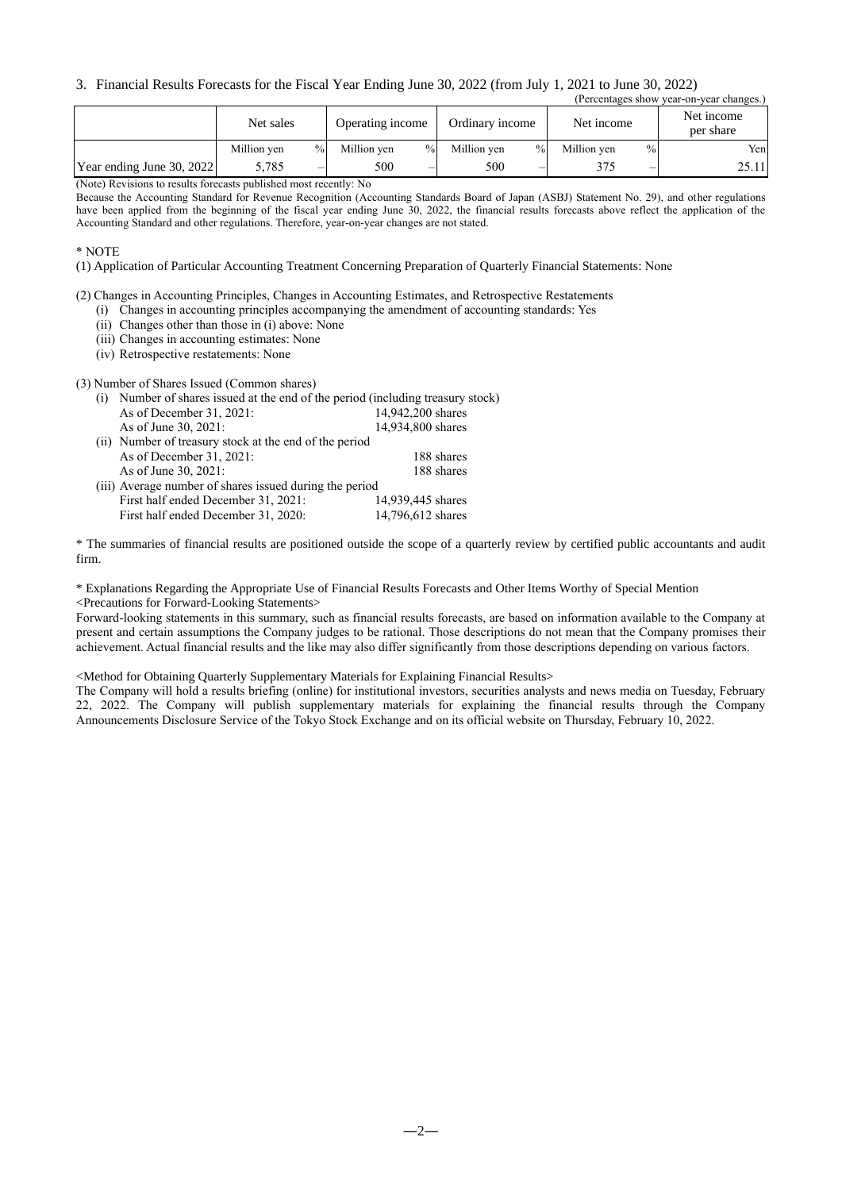### 3. Financial Results Forecasts for the Fiscal Year Ending June 30, 2022 (from July 1, 2021 to June 30, 2022)

(Percentages show year-on-year changes.)

| | Net sales | | Operating income | | Ordinary income | | Net income | | Net income per share |
|---|---|---|---|---|---|---|---|---|---|
| | Million yen | % | Million yen | % | Million yen | % | Million yen | % | Yen |
| Year ending June 30, 2022 | 5,785 | – | 500 | – | 500 | – | 375 | – | 25.11 |

(Note) Revisions to results forecasts published most recently: No

Because the Accounting Standard for Revenue Recognition (Accounting Standards Board of Japan (ASBJ) Statement No. 29), and other regulations have been applied from the beginning of the fiscal year ending June 30, 2022, the financial results forecasts above reflect the application of the Accounting Standard and other regulations. Therefore, year-on-year changes are not stated.

\* NOTE

(1) Application of Particular Accounting Treatment Concerning Preparation of Quarterly Financial Statements: None

(2) Changes in Accounting Principles, Changes in Accounting Estimates, and Retrospective Restatements

- (i) Changes in accounting principles accompanying the amendment of accounting standards: Yes
- (ii) Changes other than those in (i) above: None
- (iii) Changes in accounting estimates: None
- (iv) Retrospective restatements: None

(3) Number of Shares Issued (Common shares)

(i) Number of shares issued at the end of the period (including treasury stock)

| | |
|---|---|
| As of December 31, 2021: | 14,942,200 shares |
| As of June 30, 2021: | 14,934,800 shares |

(ii) Number of treasury stock at the end of the period

| | |
|---|---|
| As of December 31, 2021: | 188 shares |
| As of June 30, 2021: | 188 shares |

(iii) Average number of shares issued during the period

| | |
|---|---|
| First half ended December 31, 2021: | 14,939,445 shares |
| First half ended December 31, 2020: | 14,796,612 shares |

\* The summaries of financial results are positioned outside the scope of a quarterly review by certified public accountants and audit firm.

\* Explanations Regarding the Appropriate Use of Financial Results Forecasts and Other Items Worthy of Special Mention

<Precautions for Forward-Looking Statements>

Forward-looking statements in this summary, such as financial results forecasts, are based on information available to the Company at present and certain assumptions the Company judges to be rational. Those descriptions do not mean that the Company promises their achievement. Actual financial results and the like may also differ significantly from those descriptions depending on various factors.

<Method for Obtaining Quarterly Supplementary Materials for Explaining Financial Results>

The Company will hold a results briefing (online) for institutional investors, securities analysts and news media on Tuesday, February 22, 2022. The Company will publish supplementary materials for explaining the financial results through the Company Announcements Disclosure Service of the Tokyo Stock Exchange and on its official website on Thursday, February 10, 2022.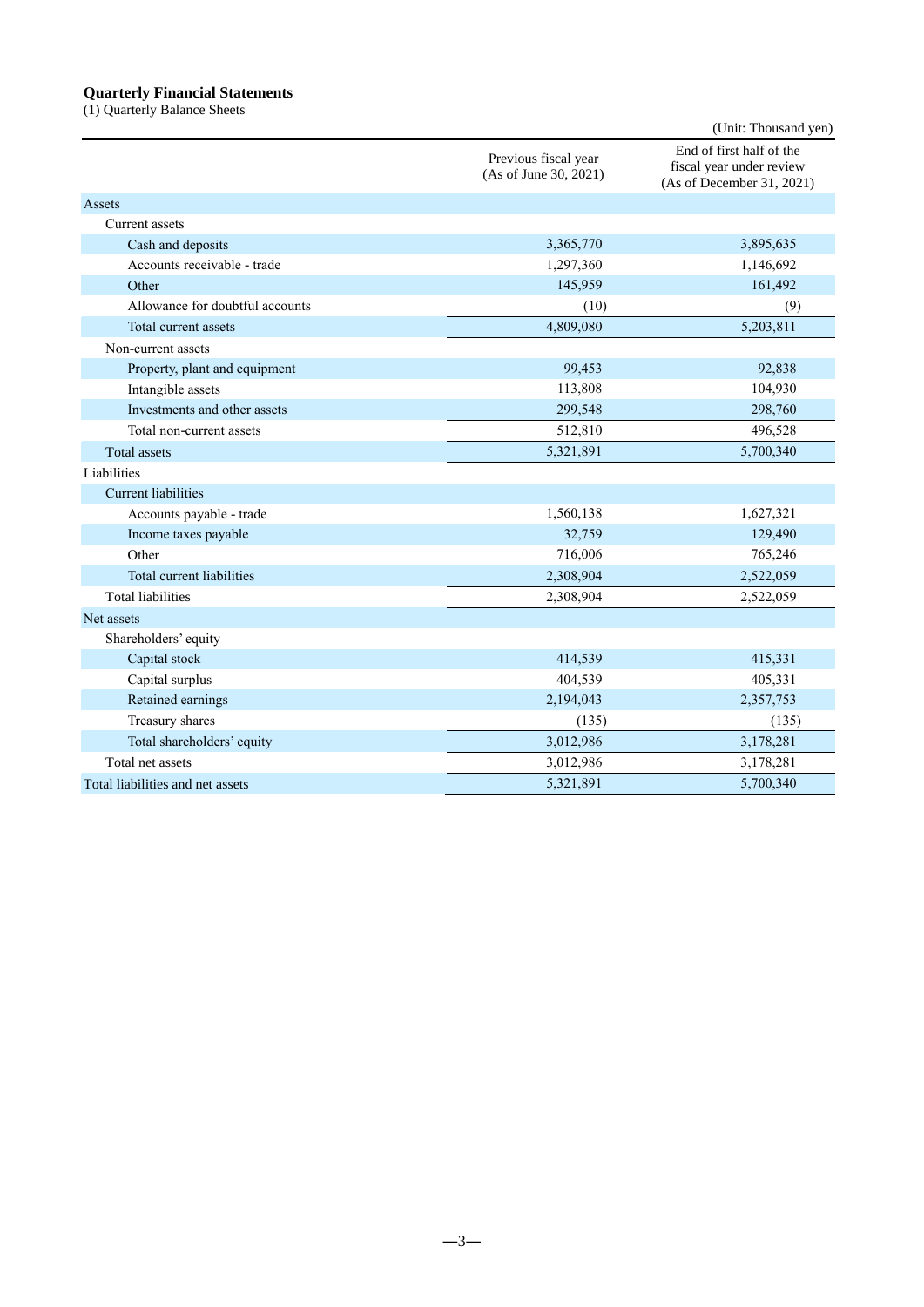**Quarterly Financial Statements**

(1) Quarterly Balance Sheets

(Unit: Thousand yen)

| | Previous fiscal year (As of June 30, 2021) | End of first half of the fiscal year under review (As of December 31, 2021) |
|---|---|---|
| Assets | | |
| Current assets | | |
| Cash and deposits | 3,365,770 | 3,895,635 |
| Accounts receivable - trade | 1,297,360 | 1,146,692 |
| Other | 145,959 | 161,492 |
| Allowance for doubtful accounts | (10) | (9) |
| Total current assets | 4,809,080 | 5,203,811 |
| Non-current assets | | |
| Property, plant and equipment | 99,453 | 92,838 |
| Intangible assets | 113,808 | 104,930 |
| Investments and other assets | 299,548 | 298,760 |
| Total non-current assets | 512,810 | 496,528 |
| Total assets | 5,321,891 | 5,700,340 |
| Liabilities | | |
| Current liabilities | | |
| Accounts payable - trade | 1,560,138 | 1,627,321 |
| Income taxes payable | 32,759 | 129,490 |
| Other | 716,006 | 765,246 |
| Total current liabilities | 2,308,904 | 2,522,059 |
| Total liabilities | 2,308,904 | 2,522,059 |
| Net assets | | |
| Shareholders' equity | | |
| Capital stock | 414,539 | 415,331 |
| Capital surplus | 404,539 | 405,331 |
| Retained earnings | 2,194,043 | 2,357,753 |
| Treasury shares | (135) | (135) |
| Total shareholders' equity | 3,012,986 | 3,178,281 |
| Total net assets | 3,012,986 | 3,178,281 |
| Total liabilities and net assets | 5,321,891 | 5,700,340 |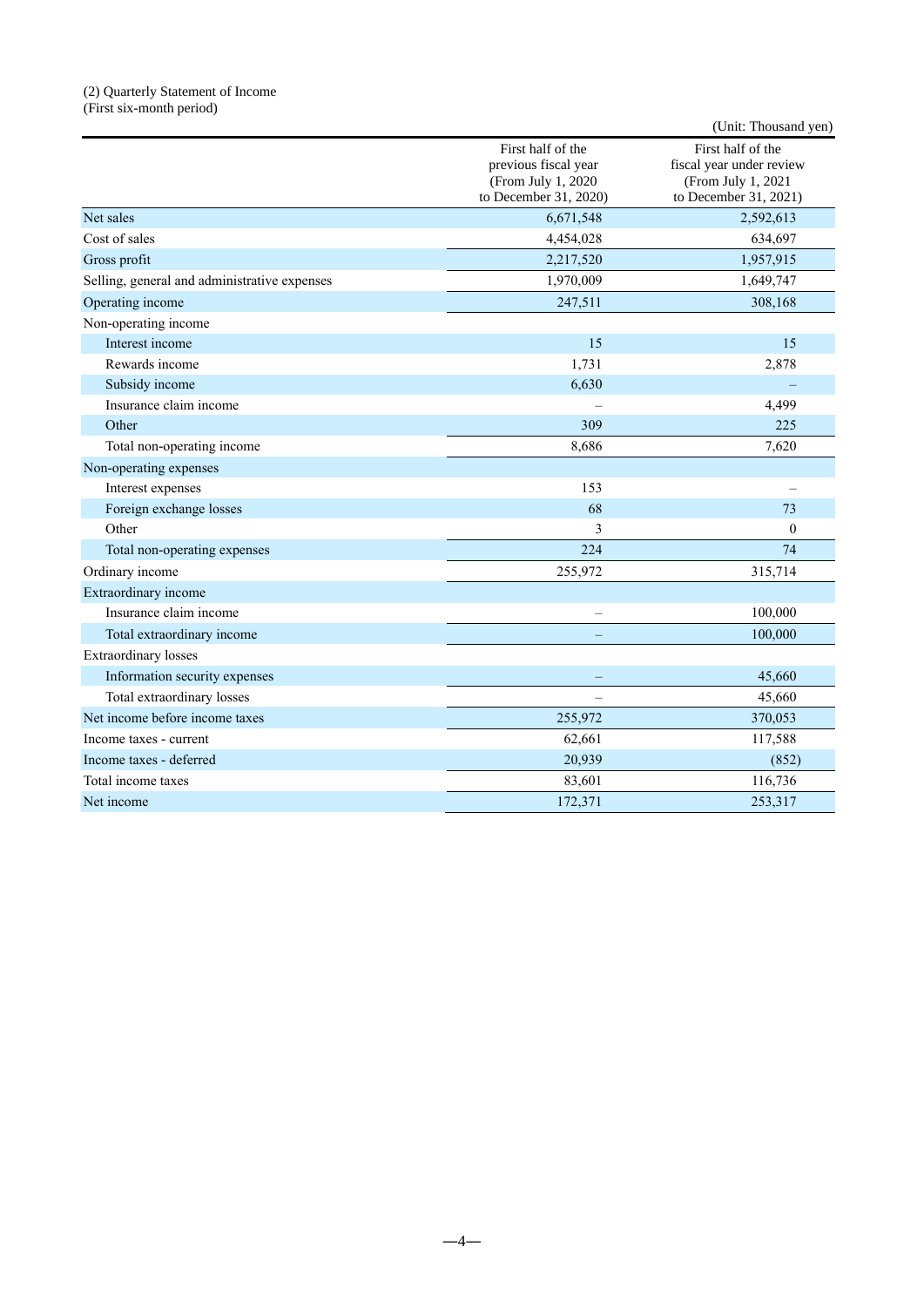(2) Quarterly Statement of Income
(First six-month period)

(Unit: Thousand yen)

| | First half of the previous fiscal year (From July 1, 2020 to December 31, 2020) | First half of the fiscal year under review (From July 1, 2021 to December 31, 2021) |
|---|---|---|
| Net sales | 6,671,548 | 2,592,613 |
| Cost of sales | 4,454,028 | 634,697 |
| Gross profit | 2,217,520 | 1,957,915 |
| Selling, general and administrative expenses | 1,970,009 | 1,649,747 |
| Operating income | 247,511 | 308,168 |
| Non-operating income | | |
| Interest income | 15 | 15 |
| Rewards income | 1,731 | 2,878 |
| Subsidy income | 6,630 | – |
| Insurance claim income | – | 4,499 |
| Other | 309 | 225 |
| Total non-operating income | 8,686 | 7,620 |
| Non-operating expenses | | |
| Interest expenses | 153 | – |
| Foreign exchange losses | 68 | 73 |
| Other | 3 | 0 |
| Total non-operating expenses | 224 | 74 |
| Ordinary income | 255,972 | 315,714 |
| Extraordinary income | | |
| Insurance claim income | – | 100,000 |
| Total extraordinary income | – | 100,000 |
| Extraordinary losses | | |
| Information security expenses | – | 45,660 |
| Total extraordinary losses | – | 45,660 |
| Net income before income taxes | 255,972 | 370,053 |
| Income taxes - current | 62,661 | 117,588 |
| Income taxes - deferred | 20,939 | (852) |
| Total income taxes | 83,601 | 116,736 |
| Net income | 172,371 | 253,317 |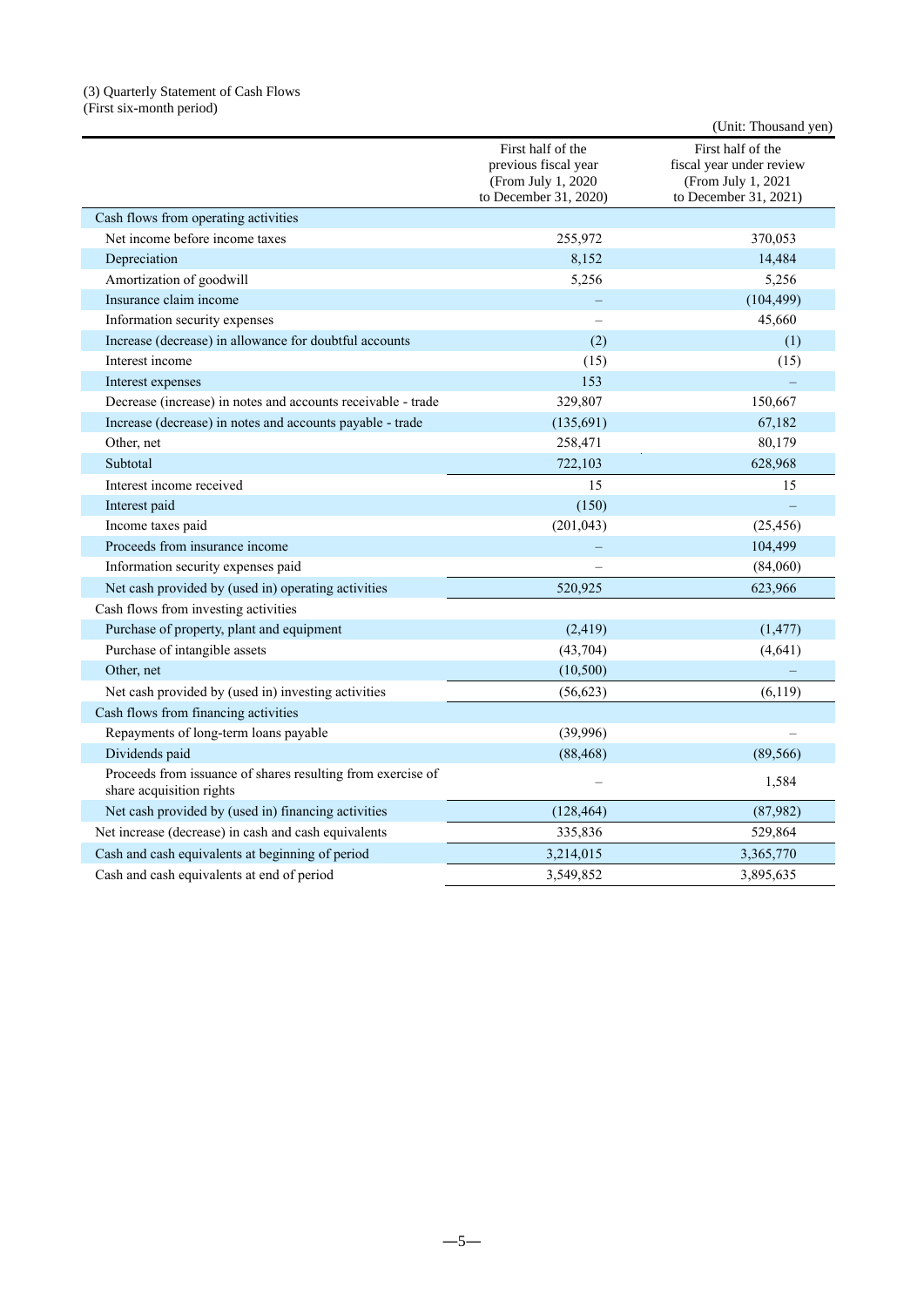(3) Quarterly Statement of Cash Flows
(First six-month period)

(Unit: Thousand yen)

| | First half of the previous fiscal year (From July 1, 2020 to December 31, 2020) | First half of the fiscal year under review (From July 1, 2021 to December 31, 2021) |
|---|---|---|
| Cash flows from operating activities | | |
| Net income before income taxes | 255,972 | 370,053 |
| Depreciation | 8,152 | 14,484 |
| Amortization of goodwill | 5,256 | 5,256 |
| Insurance claim income | – | (104,499) |
| Information security expenses | – | 45,660 |
| Increase (decrease) in allowance for doubtful accounts | (2) | (1) |
| Interest income | (15) | (15) |
| Interest expenses | 153 | – |
| Decrease (increase) in notes and accounts receivable - trade | 329,807 | 150,667 |
| Increase (decrease) in notes and accounts payable - trade | (135,691) | 67,182 |
| Other, net | 258,471 | 80,179 |
| Subtotal | 722,103 | 628,968 |
| Interest income received | 15 | 15 |
| Interest paid | (150) | – |
| Income taxes paid | (201,043) | (25,456) |
| Proceeds from insurance income | – | 104,499 |
| Information security expenses paid | – | (84,060) |
| Net cash provided by (used in) operating activities | 520,925 | 623,966 |
| Cash flows from investing activities | | |
| Purchase of property, plant and equipment | (2,419) | (1,477) |
| Purchase of intangible assets | (43,704) | (4,641) |
| Other, net | (10,500) | – |
| Net cash provided by (used in) investing activities | (56,623) | (6,119) |
| Cash flows from financing activities | | |
| Repayments of long-term loans payable | (39,996) | – |
| Dividends paid | (88,468) | (89,566) |
| Proceeds from issuance of shares resulting from exercise of share acquisition rights | – | 1,584 |
| Net cash provided by (used in) financing activities | (128,464) | (87,982) |
| Net increase (decrease) in cash and cash equivalents | 335,836 | 529,864 |
| Cash and cash equivalents at beginning of period | 3,214,015 | 3,365,770 |
| Cash and cash equivalents at end of period | 3,549,852 | 3,895,635 |